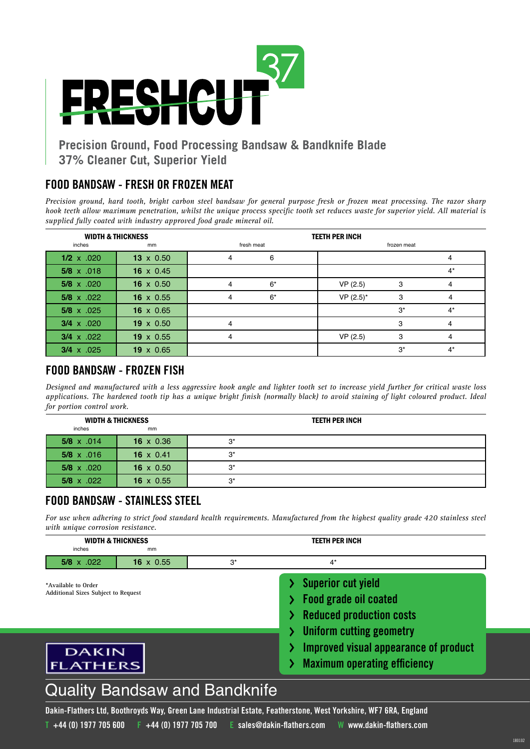# FRESHCUT 37

**Precision Ground, Food Processing Bandsaw & Bandknife Blade**
**37% Cleaner Cut, Superior Yield**

## FOOD BANDSAW - FRESH OR FROZEN MEAT

*Precision ground, hard tooth, bright carbon steel bandsaw for general purpose fresh or frozen meat processing. The razor sharp hook teeth allow maximum penetration, whilst the unique process specific tooth set reduces waste for superior yield. All material is supplied fully coated with industry approved food grade mineral oil.*

| WIDTH & THICKNESS | | TEETH PER INCH | | | | |
|---|---|---|---|---|---|---|
| inches | mm | fresh meat | | frozen meat | | |
| **1/2** x .020 | **13** x 0.50 | 4 | 6 | | | 4 |
| **5/8** x .018 | **16** x 0.45 | | | | | 4* |
| **5/8** x .020 | **16** x 0.50 | 4 | 6* | VP (2.5) | 3 | 4 |
| **5/8** x .022 | **16** x 0.55 | 4 | 6* | VP (2.5)* | 3 | 4 |
| **5/8** x .025 | **16** x 0.65 | | | | 3* | 4* |
| **3/4** x .020 | **19** x 0.50 | 4 | | | 3 | 4 |
| **3/4** x .022 | **19** x 0.55 | 4 | | VP (2.5) | 3 | 4 |
| **3/4** x .025 | **19** x 0.65 | | | | 3* | 4* |

## FOOD BANDSAW - FROZEN FISH

*Designed and manufactured with a less aggressive hook angle and lighter tooth set to increase yield further for critical waste loss applications. The hardened tooth tip has a unique bright finish (normally black) to avoid staining of light coloured product. Ideal for portion control work.*

| WIDTH & THICKNESS | | TEETH PER INCH |
|---|---|---|
| inches | mm | |
| **5/8** x .014 | **16** x 0.36 | 3* |
| **5/8** x .016 | **16** x 0.41 | 3* |
| **5/8** x .020 | **16** x 0.50 | 3* |
| **5/8** x .022 | **16** x 0.55 | 3* |

## FOOD BANDSAW - STAINLESS STEEL

*For use when adhering to strict food standard health requirements. Manufactured from the highest quality grade 420 stainless steel with unique corrosion resistance.*

| WIDTH & THICKNESS | | TEETH PER INCH | |
|---|---|---|---|
| inches | mm | | |
| **5/8** x .022 | **16** x 0.55 | 3* | 4* |

*Available to Order
Additional Sizes Subject to Request

- Superior cut yield
- Food grade oil coated
- Reduced production costs
- Uniform cutting geometry
- Improved visual appearance of product
- Maximum operating efficiency

DAKIN FLATHERS

## Quality Bandsaw and Bandknife

**Dakin-Flathers Ltd, Boothroyds Way, Green Lane Industrial Estate, Featherstone, West Yorkshire, WF7 6RA, England**

**T** +44 (0) 1977 705 600 **F** +44 (0) 1977 705 700 **E** sales@dakin-flathers.com **W** www.dakin-flathers.com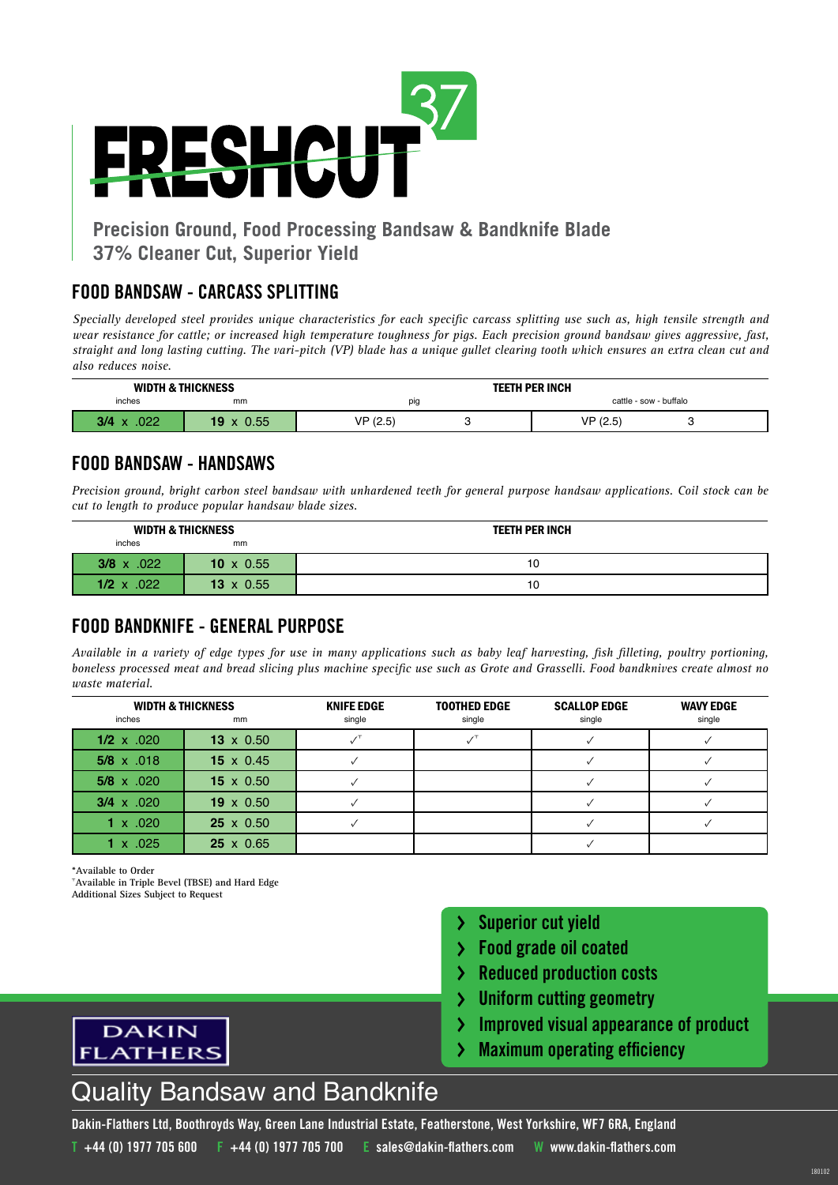# FRESHCUT 37

**Precision Ground, Food Processing Bandsaw & Bandknife Blade**
**37% Cleaner Cut, Superior Yield**

## FOOD BANDSAW - CARCASS SPLITTING

*Specially developed steel provides unique characteristics for each specific carcass splitting use such as, high tensile strength and wear resistance for cattle; or increased high temperature toughness for pigs. Each precision ground bandsaw gives aggressive, fast, straight and long lasting cutting. The vari-pitch (VP) blade has a unique gullet clearing tooth which ensures an extra clean cut and also reduces noise.*

| WIDTH & THICKNESS | | TEETH PER INCH | | | |
|---|---|---|---|---|---|
| inches | mm | pig | | cattle - sow - buffalo | |
| **3/4** x .022 | **19** x 0.55 | VP (2.5) | 3 | VP (2.5) | 3 |

## FOOD BANDSAW - HANDSAWS

*Precision ground, bright carbon steel bandsaw with unhardened teeth for general purpose handsaw applications. Coil stock can be cut to length to produce popular handsaw blade sizes.*

| WIDTH & THICKNESS | | TEETH PER INCH |
|---|---|---|
| inches | mm | |
| **3/8** x .022 | **10** x 0.55 | 10 |
| **1/2** x .022 | **13** x 0.55 | 10 |

## FOOD BANDKNIFE - GENERAL PURPOSE

*Available in a variety of edge types for use in many applications such as baby leaf harvesting, fish filleting, poultry portioning, boneless processed meat and bread slicing plus machine specific use such as Grote and Grasselli. Food bandknives create almost no waste material.*

| WIDTH & THICKNESS | | KNIFE EDGE | TOOTHED EDGE | SCALLOP EDGE | WAVY EDGE |
|---|---|---|---|---|---|
| inches | mm | single | single | single | single |
| **1/2** x .020 | **13** x 0.50 | ✓[T] | ✓[T] | ✓ | ✓ |
| **5/8** x .018 | **15** x 0.45 | ✓ | | ✓ | ✓ |
| **5/8** x .020 | **15** x 0.50 | ✓ | | ✓ | ✓ |
| **3/4** x .020 | **19** x 0.50 | ✓ | | ✓ | ✓ |
| **1** x .020 | **25** x 0.50 | ✓ | | ✓ | ✓ |
| **1** x .025 | **25** x 0.65 | | | ✓ | |

*Available to Order
[T]Available in Triple Bevel (TBSE) and Hard Edge
Additional Sizes Subject to Request

- Superior cut yield
- Food grade oil coated
- Reduced production costs
- Uniform cutting geometry
- Improved visual appearance of product
- Maximum operating efficiency

DAKIN FLATHERS

Quality Bandsaw and Bandknife

Dakin-Flathers Ltd, Boothroyds Way, Green Lane Industrial Estate, Featherstone, West Yorkshire, WF7 6RA, England

T +44 (0) 1977 705 600 F +44 (0) 1977 705 700 E sales@dakin-flathers.com W www.dakin-flathers.com

180102